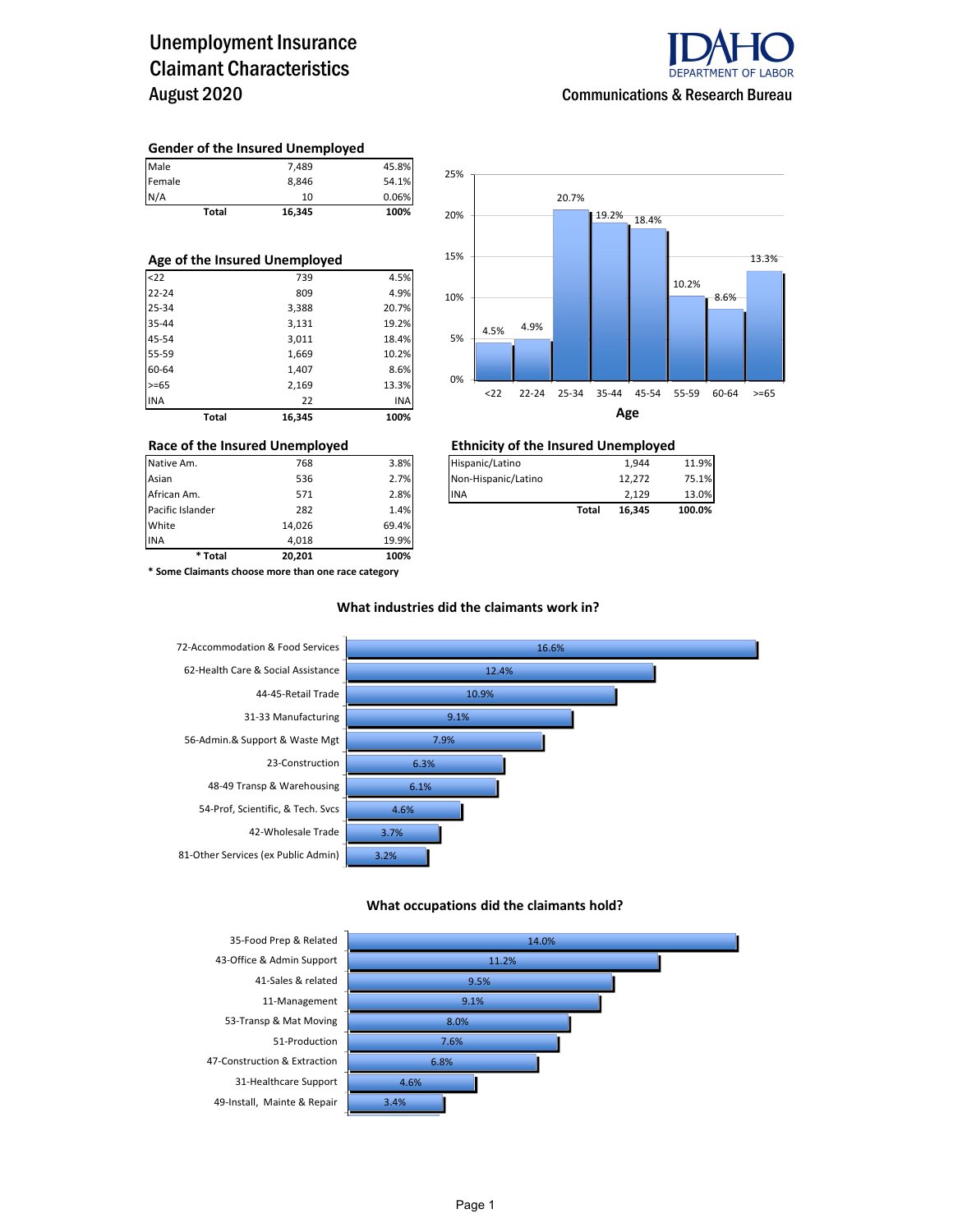# Unemployment Insurance Claimant Characteristics
## August 2020

IDAHO DEPARTMENT OF LABOR
Communications & Research Bureau

### Gender of the Insured Unemployed

| | | |
|---|---|---|
| Male | 7,489 | 45.8% |
| Female | 8,846 | 54.1% |
| N/A | 10 | 0.06% |
| **Total** | **16,345** | **100%** |

### Age of the Insured Unemployed

| | | |
|---|---|---|
| <22 | 739 | 4.5% |
| 22-24 | 809 | 4.9% |
| 25-34 | 3,388 | 20.7% |
| 35-44 | 3,131 | 19.2% |
| 45-54 | 3,011 | 18.4% |
| 55-59 | 1,669 | 10.2% |
| 60-64 | 1,407 | 8.6% |
| >=65 | 2,169 | 13.3% |
| INA | 22 | INA |
| **Total** | **16,345** | **100%** |

**Age**

| Age | Percent |
|---|---|
| <22 | 4.5% |
| 22-24 | 4.9% |
| 25-34 | 20.7% |
| 35-44 | 19.2% |
| 45-54 | 18.4% |
| 55-59 | 10.2% |
| 60-64 | 8.6% |
| >=65 | 13.3% |

### Race of the Insured Unemployed

| | | |
|---|---|---|
| Native Am. | 768 | 3.8% |
| Asian | 536 | 2.7% |
| African Am. | 571 | 2.8% |
| Pacific Islander | 282 | 1.4% |
| White | 14,026 | 69.4% |
| INA | 4,018 | 19.9% |
| **\* Total** | **20,201** | **100%** |

**\* Some Claimants choose more than one race category**

### Ethnicity of the Insured Unemployed

| | | |
|---|---|---|
| Hispanic/Latino | 1,944 | 11.9% |
| Non-Hispanic/Latino | 12,272 | 75.1% |
| INA | 2,129 | 13.0% |
| **Total** | **16,345** | **100.0%** |

### What industries did the claimants work in?

| Industry | Percent |
|---|---|
| 72-Accommodation & Food Services | 16.6% |
| 62-Health Care & Social Assistance | 12.4% |
| 44-45-Retail Trade | 10.9% |
| 31-33 Manufacturing | 9.1% |
| 56-Admin.& Support & Waste Mgt | 7.9% |
| 23-Construction | 6.3% |
| 48-49 Transp & Warehousing | 6.1% |
| 54-Prof, Scientific, & Tech. Svcs | 4.6% |
| 42-Wholesale Trade | 3.7% |
| 81-Other Services (ex Public Admin) | 3.2% |

### What occupations did the claimants hold?

| Occupation | Percent |
|---|---|
| 35-Food Prep & Related | 14.0% |
| 43-Office & Admin Support | 11.2% |
| 41-Sales & related | 9.5% |
| 11-Management | 9.1% |
| 53-Transp & Mat Moving | 8.0% |
| 51-Production | 7.6% |
| 47-Construction & Extraction | 6.8% |
| 31-Healthcare Support | 4.6% |
| 49-Install, Mainte & Repair | 3.4% |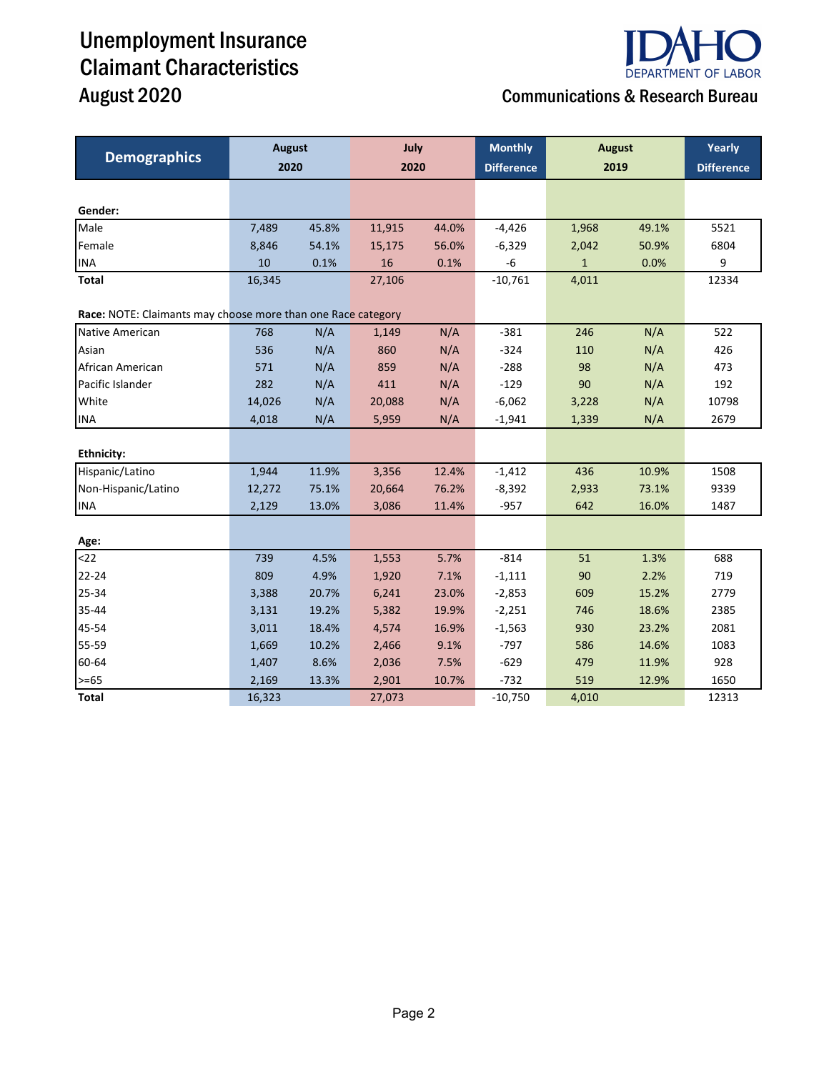# Unemployment Insurance Claimant Characteristics August 2020

IDAHO DEPARTMENT OF LABOR

## Communications & Research Bureau

| Demographics | August 2020 | | July 2020 | | Monthly Difference | August 2019 | | Yearly Difference |
|---|---|---|---|---|---|---|---|---|
| **Gender:** | | | | | | | | |
| Male | 7,489 | 45.8% | 11,915 | 44.0% | -4,426 | 1,968 | 49.1% | 5521 |
| Female | 8,846 | 54.1% | 15,175 | 56.0% | -6,329 | 2,042 | 50.9% | 6804 |
| INA | 10 | 0.1% | 16 | 0.1% | -6 | 1 | 0.0% | 9 |
| **Total** | 16,345 | | 27,106 | | -10,761 | 4,011 | | 12334 |
| **Race:** NOTE: Claimants may choose more than one Race category | | | | | | | | |
| Native American | 768 | N/A | 1,149 | N/A | -381 | 246 | N/A | 522 |
| Asian | 536 | N/A | 860 | N/A | -324 | 110 | N/A | 426 |
| African American | 571 | N/A | 859 | N/A | -288 | 98 | N/A | 473 |
| Pacific Islander | 282 | N/A | 411 | N/A | -129 | 90 | N/A | 192 |
| White | 14,026 | N/A | 20,088 | N/A | -6,062 | 3,228 | N/A | 10798 |
| INA | 4,018 | N/A | 5,959 | N/A | -1,941 | 1,339 | N/A | 2679 |
| **Ethnicity:** | | | | | | | | |
| Hispanic/Latino | 1,944 | 11.9% | 3,356 | 12.4% | -1,412 | 436 | 10.9% | 1508 |
| Non-Hispanic/Latino | 12,272 | 75.1% | 20,664 | 76.2% | -8,392 | 2,933 | 73.1% | 9339 |
| INA | 2,129 | 13.0% | 3,086 | 11.4% | -957 | 642 | 16.0% | 1487 |
| **Age:** | | | | | | | | |
| <22 | 739 | 4.5% | 1,553 | 5.7% | -814 | 51 | 1.3% | 688 |
| 22-24 | 809 | 4.9% | 1,920 | 7.1% | -1,111 | 90 | 2.2% | 719 |
| 25-34 | 3,388 | 20.7% | 6,241 | 23.0% | -2,853 | 609 | 15.2% | 2779 |
| 35-44 | 3,131 | 19.2% | 5,382 | 19.9% | -2,251 | 746 | 18.6% | 2385 |
| 45-54 | 3,011 | 18.4% | 4,574 | 16.9% | -1,563 | 930 | 23.2% | 2081 |
| 55-59 | 1,669 | 10.2% | 2,466 | 9.1% | -797 | 586 | 14.6% | 1083 |
| 60-64 | 1,407 | 8.6% | 2,036 | 7.5% | -629 | 479 | 11.9% | 928 |
| >=65 | 2,169 | 13.3% | 2,901 | 10.7% | -732 | 519 | 12.9% | 1650 |
| **Total** | 16,323 | | 27,073 | | -10,750 | 4,010 | | 12313 |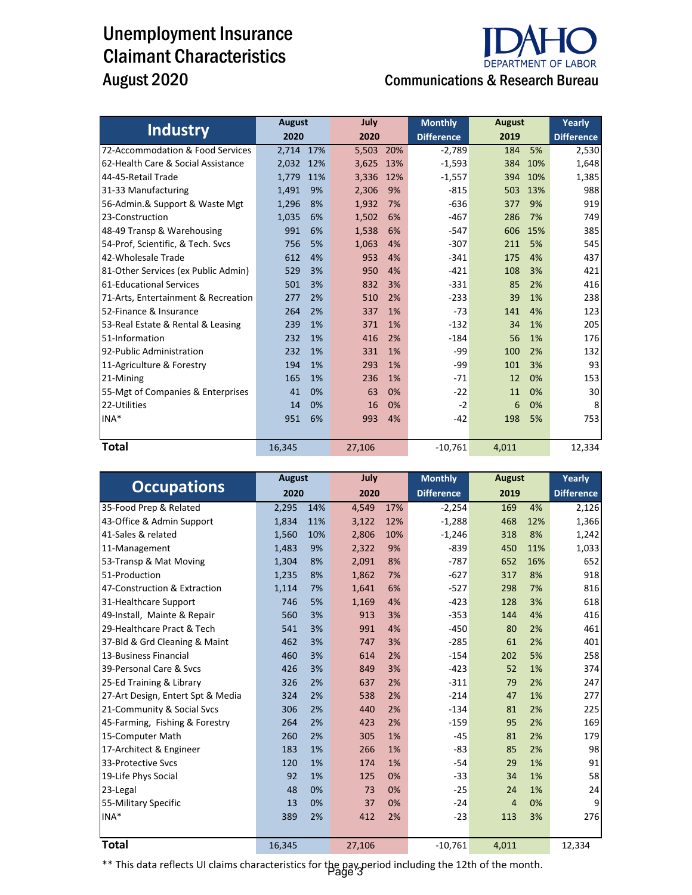# Unemployment Insurance Claimant Characteristics

## August 2020

IDAHO DEPARTMENT OF LABOR

Communications & Research Bureau

| Industry | August 2020 | | July 2020 | | Monthly Difference | August 2019 | | Yearly Difference |
|---|---|---|---|---|---|---|---|---|
| 72-Accommodation & Food Services | 2,714 | 17% | 5,503 | 20% | -2,789 | 184 | 5% | 2,530 |
| 62-Health Care & Social Assistance | 2,032 | 12% | 3,625 | 13% | -1,593 | 384 | 10% | 1,648 |
| 44-45-Retail Trade | 1,779 | 11% | 3,336 | 12% | -1,557 | 394 | 10% | 1,385 |
| 31-33 Manufacturing | 1,491 | 9% | 2,306 | 9% | -815 | 503 | 13% | 988 |
| 56-Admin.& Support & Waste Mgt | 1,296 | 8% | 1,932 | 7% | -636 | 377 | 9% | 919 |
| 23-Construction | 1,035 | 6% | 1,502 | 6% | -467 | 286 | 7% | 749 |
| 48-49 Transp & Warehousing | 991 | 6% | 1,538 | 6% | -547 | 606 | 15% | 385 |
| 54-Prof, Scientific, & Tech. Svcs | 756 | 5% | 1,063 | 4% | -307 | 211 | 5% | 545 |
| 42-Wholesale Trade | 612 | 4% | 953 | 4% | -341 | 175 | 4% | 437 |
| 81-Other Services (ex Public Admin) | 529 | 3% | 950 | 4% | -421 | 108 | 3% | 421 |
| 61-Educational Services | 501 | 3% | 832 | 3% | -331 | 85 | 2% | 416 |
| 71-Arts, Entertainment & Recreation | 277 | 2% | 510 | 2% | -233 | 39 | 1% | 238 |
| 52-Finance & Insurance | 264 | 2% | 337 | 1% | -73 | 141 | 4% | 123 |
| 53-Real Estate & Rental & Leasing | 239 | 1% | 371 | 1% | -132 | 34 | 1% | 205 |
| 51-Information | 232 | 1% | 416 | 2% | -184 | 56 | 1% | 176 |
| 92-Public Administration | 232 | 1% | 331 | 1% | -99 | 100 | 2% | 132 |
| 11-Agriculture & Forestry | 194 | 1% | 293 | 1% | -99 | 101 | 3% | 93 |
| 21-Mining | 165 | 1% | 236 | 1% | -71 | 12 | 0% | 153 |
| 55-Mgt of Companies & Enterprises | 41 | 0% | 63 | 0% | -22 | 11 | 0% | 30 |
| 22-Utilities | 14 | 0% | 16 | 0% | -2 | 6 | 0% | 8 |
| INA* | 951 | 6% | 993 | 4% | -42 | 198 | 5% | 753 |
| **Total** | 16,345 | | 27,106 | | -10,761 | 4,011 | | 12,334 |

| Occupations | August 2020 | | July 2020 | | Monthly Difference | August 2019 | | Yearly Difference |
|---|---|---|---|---|---|---|---|---|
| 35-Food Prep & Related | 2,295 | 14% | 4,549 | 17% | -2,254 | 169 | 4% | 2,126 |
| 43-Office & Admin Support | 1,834 | 11% | 3,122 | 12% | -1,288 | 468 | 12% | 1,366 |
| 41-Sales & related | 1,560 | 10% | 2,806 | 10% | -1,246 | 318 | 8% | 1,242 |
| 11-Management | 1,483 | 9% | 2,322 | 9% | -839 | 450 | 11% | 1,033 |
| 53-Transp & Mat Moving | 1,304 | 8% | 2,091 | 8% | -787 | 652 | 16% | 652 |
| 51-Production | 1,235 | 8% | 1,862 | 7% | -627 | 317 | 8% | 918 |
| 47-Construction & Extraction | 1,114 | 7% | 1,641 | 6% | -527 | 298 | 7% | 816 |
| 31-Healthcare Support | 746 | 5% | 1,169 | 4% | -423 | 128 | 3% | 618 |
| 49-Install, Mainte & Repair | 560 | 3% | 913 | 3% | -353 | 144 | 4% | 416 |
| 29-Healthcare Pract & Tech | 541 | 3% | 991 | 4% | -450 | 80 | 2% | 461 |
| 37-Bld & Grd Cleaning & Maint | 462 | 3% | 747 | 3% | -285 | 61 | 2% | 401 |
| 13-Business Financial | 460 | 3% | 614 | 2% | -154 | 202 | 5% | 258 |
| 39-Personal Care & Svcs | 426 | 3% | 849 | 3% | -423 | 52 | 1% | 374 |
| 25-Ed Training & Library | 326 | 2% | 637 | 2% | -311 | 79 | 2% | 247 |
| 27-Art Design, Entert Spt & Media | 324 | 2% | 538 | 2% | -214 | 47 | 1% | 277 |
| 21-Community & Social Svcs | 306 | 2% | 440 | 2% | -134 | 81 | 2% | 225 |
| 45-Farming, Fishing & Forestry | 264 | 2% | 423 | 2% | -159 | 95 | 2% | 169 |
| 15-Computer Math | 260 | 2% | 305 | 1% | -45 | 81 | 2% | 179 |
| 17-Architect & Engineer | 183 | 1% | 266 | 1% | -83 | 85 | 2% | 98 |
| 33-Protective Svcs | 120 | 1% | 174 | 1% | -54 | 29 | 1% | 91 |
| 19-Life Phys Social | 92 | 1% | 125 | 0% | -33 | 34 | 1% | 58 |
| 23-Legal | 48 | 0% | 73 | 0% | -25 | 24 | 1% | 24 |
| 55-Military Specific | 13 | 0% | 37 | 0% | -24 | 4 | 0% | 9 |
| INA* | 389 | 2% | 412 | 2% | -23 | 113 | 3% | 276 |
| **Total** | 16,345 | | 27,106 | | -10,761 | 4,011 | | 12,334 |

** This data reflects UI claims characteristics for the pay period including the 12th of the month.